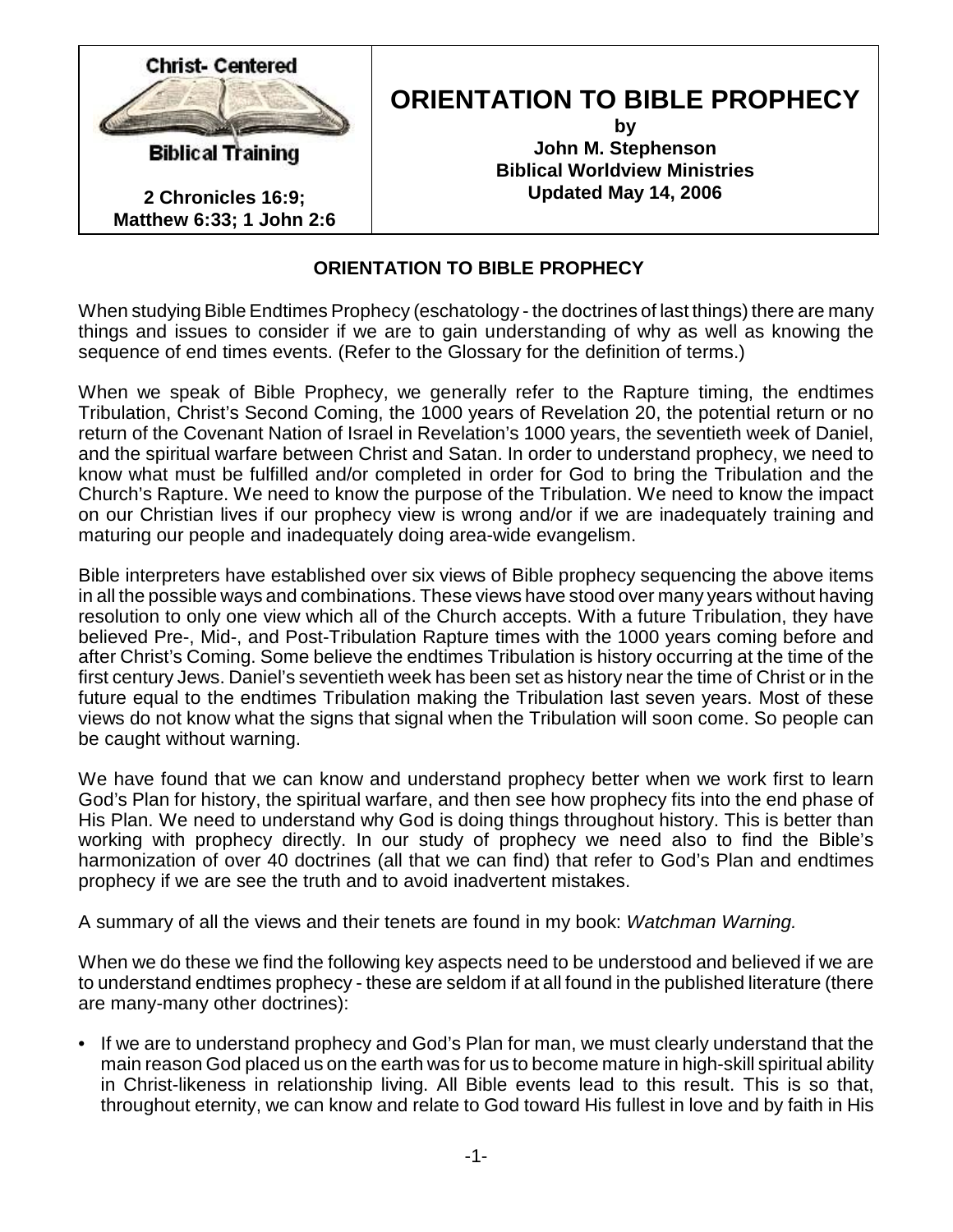**Christ- Centered**

**Biblical Training**

**2 Chronicles 16:9; Matthew 6:33; 1 John 2:6**

# ORIENTATION TO BIBLE PROPHECY

**by**
**John M. Stephenson**
**Biblical Worldview Ministries**
**Updated May 14, 2006**

## ORIENTATION TO BIBLE PROPHECY

When studying Bible Endtimes Prophecy (eschatology - the doctrines of last things) there are many things and issues to consider if we are to gain understanding of why as well as knowing the sequence of end times events. (Refer to the Glossary for the definition of terms.)

When we speak of Bible Prophecy, we generally refer to the Rapture timing, the endtimes Tribulation, Christ's Second Coming, the 1000 years of Revelation 20, the potential return or no return of the Covenant Nation of Israel in Revelation's 1000 years, the seventieth week of Daniel, and the spiritual warfare between Christ and Satan. In order to understand prophecy, we need to know what must be fulfilled and/or completed in order for God to bring the Tribulation and the Church's Rapture. We need to know the purpose of the Tribulation. We need to know the impact on our Christian lives if our prophecy view is wrong and/or if we are inadequately training and maturing our people and inadequately doing area-wide evangelism.

Bible interpreters have established over six views of Bible prophecy sequencing the above items in all the possible ways and combinations. These views have stood over many years without having resolution to only one view which all of the Church accepts. With a future Tribulation, they have believed Pre-, Mid-, and Post-Tribulation Rapture times with the 1000 years coming before and after Christ's Coming. Some believe the endtimes Tribulation is history occurring at the time of the first century Jews. Daniel's seventieth week has been set as history near the time of Christ or in the future equal to the endtimes Tribulation making the Tribulation last seven years. Most of these views do not know what the signs that signal when the Tribulation will soon come. So people can be caught without warning.

We have found that we can know and understand prophecy better when we work first to learn God's Plan for history, the spiritual warfare, and then see how prophecy fits into the end phase of His Plan. We need to understand why God is doing things throughout history. This is better than working with prophecy directly. In our study of prophecy we need also to find the Bible's harmonization of over 40 doctrines (all that we can find) that refer to God's Plan and endtimes prophecy if we are see the truth and to avoid inadvertent mistakes.

A summary of all the views and their tenets are found in my book: *Watchman Warning.*

When we do these we find the following key aspects need to be understood and believed if we are to understand endtimes prophecy - these are seldom if at all found in the published literature (there are many-many other doctrines):

- If we are to understand prophecy and God's Plan for man, we must clearly understand that the main reason God placed us on the earth was for us to become mature in high-skill spiritual ability in Christ-likeness in relationship living. All Bible events lead to this result. This is so that, throughout eternity, we can know and relate to God toward His fullest in love and by faith in His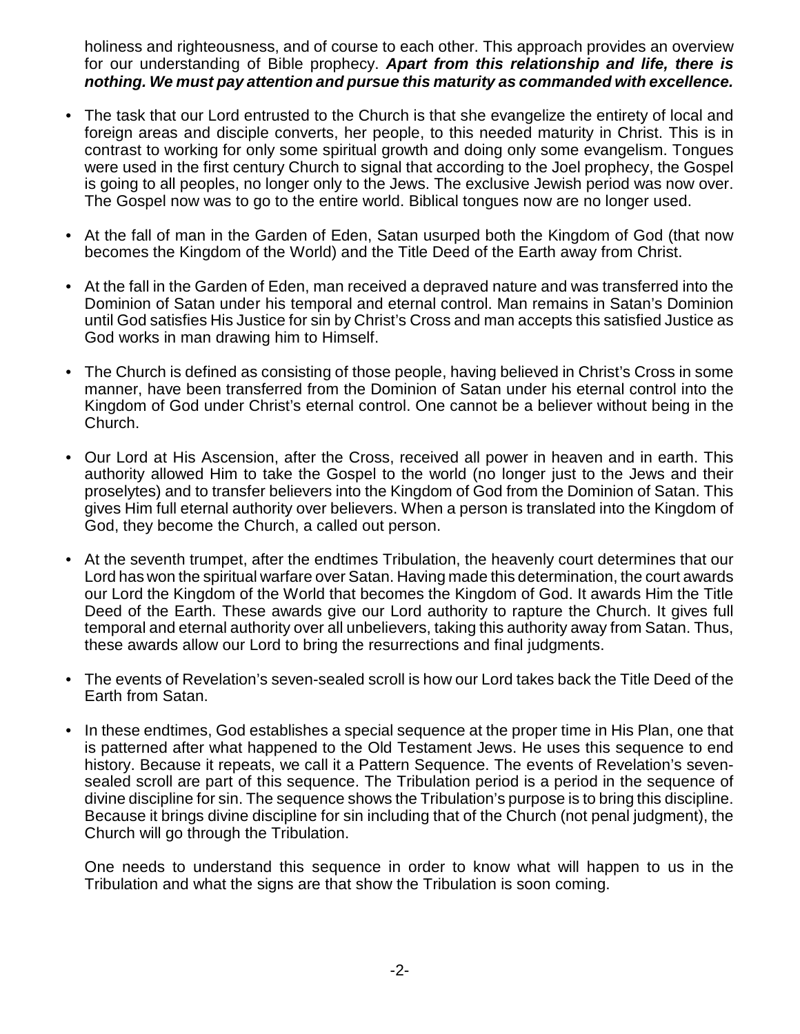holiness and righteousness, and of course to each other. This approach provides an overview for our understanding of Bible prophecy. ***Apart from this relationship and life, there is nothing. We must pay attention and pursue this maturity as commanded with excellence.***

- The task that our Lord entrusted to the Church is that she evangelize the entirety of local and foreign areas and disciple converts, her people, to this needed maturity in Christ. This is in contrast to working for only some spiritual growth and doing only some evangelism. Tongues were used in the first century Church to signal that according to the Joel prophecy, the Gospel is going to all peoples, no longer only to the Jews. The exclusive Jewish period was now over. The Gospel now was to go to the entire world. Biblical tongues now are no longer used.

- At the fall of man in the Garden of Eden, Satan usurped both the Kingdom of God (that now becomes the Kingdom of the World) and the Title Deed of the Earth away from Christ.

- At the fall in the Garden of Eden, man received a depraved nature and was transferred into the Dominion of Satan under his temporal and eternal control. Man remains in Satan's Dominion until God satisfies His Justice for sin by Christ's Cross and man accepts this satisfied Justice as God works in man drawing him to Himself.

- The Church is defined as consisting of those people, having believed in Christ's Cross in some manner, have been transferred from the Dominion of Satan under his eternal control into the Kingdom of God under Christ's eternal control. One cannot be a believer without being in the Church.

- Our Lord at His Ascension, after the Cross, received all power in heaven and in earth. This authority allowed Him to take the Gospel to the world (no longer just to the Jews and their proselytes) and to transfer believers into the Kingdom of God from the Dominion of Satan. This gives Him full eternal authority over believers. When a person is translated into the Kingdom of God, they become the Church, a called out person.

- At the seventh trumpet, after the endtimes Tribulation, the heavenly court determines that our Lord has won the spiritual warfare over Satan. Having made this determination, the court awards our Lord the Kingdom of the World that becomes the Kingdom of God. It awards Him the Title Deed of the Earth. These awards give our Lord authority to rapture the Church. It gives full temporal and eternal authority over all unbelievers, taking this authority away from Satan. Thus, these awards allow our Lord to bring the resurrections and final judgments.

- The events of Revelation's seven-sealed scroll is how our Lord takes back the Title Deed of the Earth from Satan.

- In these endtimes, God establishes a special sequence at the proper time in His Plan, one that is patterned after what happened to the Old Testament Jews. He uses this sequence to end history. Because it repeats, we call it a Pattern Sequence. The events of Revelation's seven-sealed scroll are part of this sequence. The Tribulation period is a period in the sequence of divine discipline for sin. The sequence shows the Tribulation's purpose is to bring this discipline. Because it brings divine discipline for sin including that of the Church (not penal judgment), the Church will go through the Tribulation.

  One needs to understand this sequence in order to know what will happen to us in the Tribulation and what the signs are that show the Tribulation is soon coming.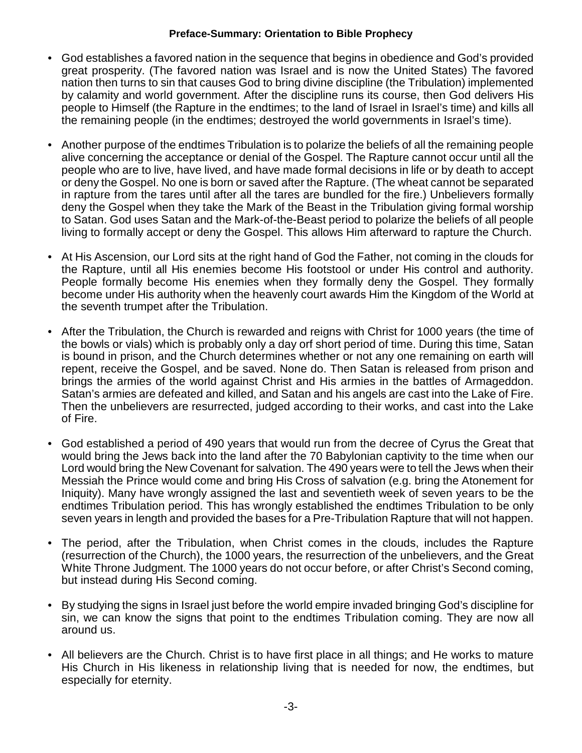**Preface-Summary: Orientation to Bible Prophecy**

- God establishes a favored nation in the sequence that begins in obedience and God's provided great prosperity. (The favored nation was Israel and is now the United States) The favored nation then turns to sin that causes God to bring divine discipline (the Tribulation) implemented by calamity and world government. After the discipline runs its course, then God delivers His people to Himself (the Rapture in the endtimes; to the land of Israel in Israel's time) and kills all the remaining people (in the endtimes; destroyed the world governments in Israel's time).

- Another purpose of the endtimes Tribulation is to polarize the beliefs of all the remaining people alive concerning the acceptance or denial of the Gospel. The Rapture cannot occur until all the people who are to live, have lived, and have made formal decisions in life or by death to accept or deny the Gospel. No one is born or saved after the Rapture. (The wheat cannot be separated in rapture from the tares until after all the tares are bundled for the fire.) Unbelievers formally deny the Gospel when they take the Mark of the Beast in the Tribulation giving formal worship to Satan. God uses Satan and the Mark-of-the-Beast period to polarize the beliefs of all people living to formally accept or deny the Gospel. This allows Him afterward to rapture the Church.

- At His Ascension, our Lord sits at the right hand of God the Father, not coming in the clouds for the Rapture, until all His enemies become His footstool or under His control and authority. People formally become His enemies when they formally deny the Gospel. They formally become under His authority when the heavenly court awards Him the Kingdom of the World at the seventh trumpet after the Tribulation.

- After the Tribulation, the Church is rewarded and reigns with Christ for 1000 years (the time of the bowls or vials) which is probably only a day orf short period of time. During this time, Satan is bound in prison, and the Church determines whether or not any one remaining on earth will repent, receive the Gospel, and be saved. None do. Then Satan is released from prison and brings the armies of the world against Christ and His armies in the battles of Armageddon. Satan's armies are defeated and killed, and Satan and his angels are cast into the Lake of Fire. Then the unbelievers are resurrected, judged according to their works, and cast into the Lake of Fire.

- God established a period of 490 years that would run from the decree of Cyrus the Great that would bring the Jews back into the land after the 70 Babylonian captivity to the time when our Lord would bring the New Covenant for salvation. The 490 years were to tell the Jews when their Messiah the Prince would come and bring His Cross of salvation (e.g. bring the Atonement for Iniquity). Many have wrongly assigned the last and seventieth week of seven years to be the endtimes Tribulation period. This has wrongly established the endtimes Tribulation to be only seven years in length and provided the bases for a Pre-Tribulation Rapture that will not happen.

- The period, after the Tribulation, when Christ comes in the clouds, includes the Rapture (resurrection of the Church), the 1000 years, the resurrection of the unbelievers, and the Great White Throne Judgment. The 1000 years do not occur before, or after Christ's Second coming, but instead during His Second coming.

- By studying the signs in Israel just before the world empire invaded bringing God's discipline for sin, we can know the signs that point to the endtimes Tribulation coming. They are now all around us.

- All believers are the Church. Christ is to have first place in all things; and He works to mature His Church in His likeness in relationship living that is needed for now, the endtimes, but especially for eternity.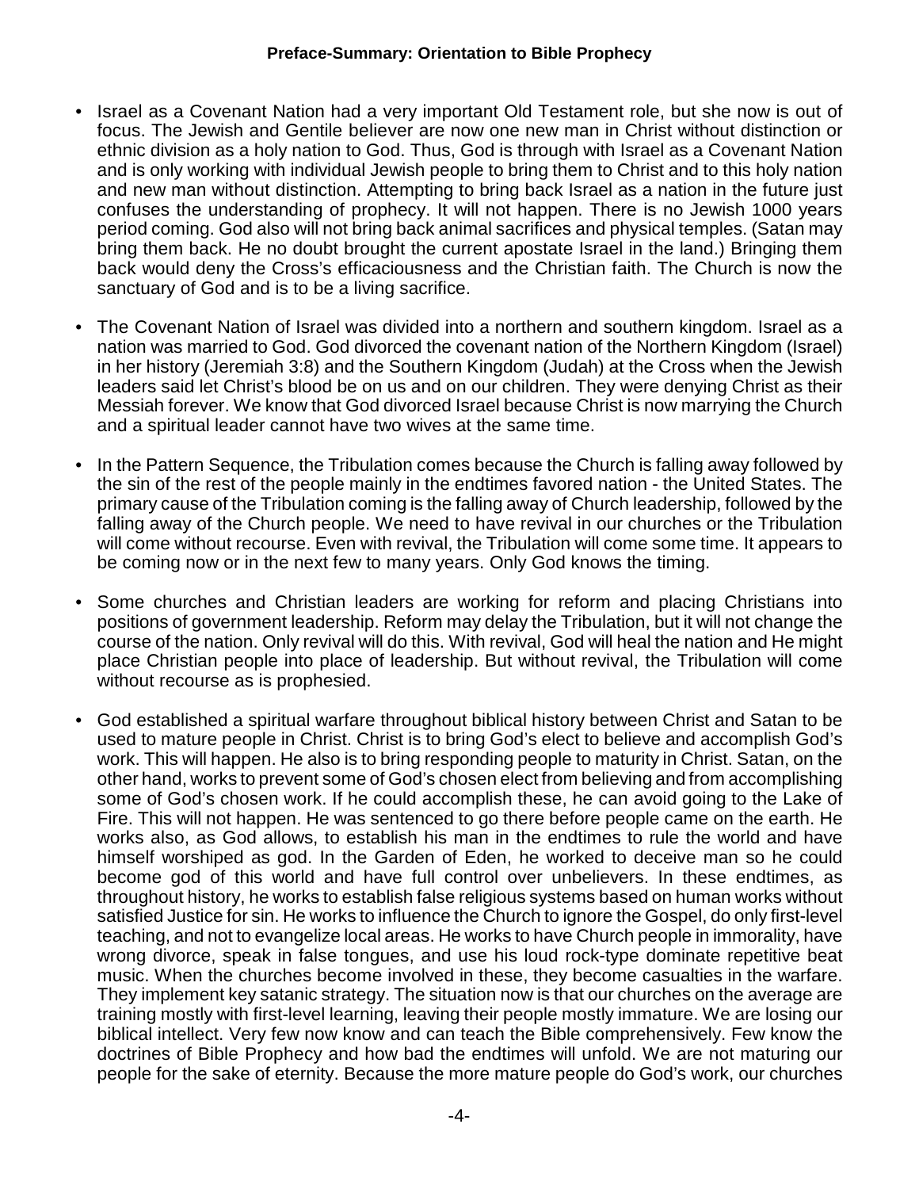**Preface-Summary: Orientation to Bible Prophecy**

- Israel as a Covenant Nation had a very important Old Testament role, but she now is out of focus. The Jewish and Gentile believer are now one new man in Christ without distinction or ethnic division as a holy nation to God. Thus, God is through with Israel as a Covenant Nation and is only working with individual Jewish people to bring them to Christ and to this holy nation and new man without distinction. Attempting to bring back Israel as a nation in the future just confuses the understanding of prophecy. It will not happen. There is no Jewish 1000 years period coming. God also will not bring back animal sacrifices and physical temples. (Satan may bring them back. He no doubt brought the current apostate Israel in the land.) Bringing them back would deny the Cross's efficaciousness and the Christian faith. The Church is now the sanctuary of God and is to be a living sacrifice.

- The Covenant Nation of Israel was divided into a northern and southern kingdom. Israel as a nation was married to God. God divorced the covenant nation of the Northern Kingdom (Israel) in her history (Jeremiah 3:8) and the Southern Kingdom (Judah) at the Cross when the Jewish leaders said let Christ's blood be on us and on our children. They were denying Christ as their Messiah forever. We know that God divorced Israel because Christ is now marrying the Church and a spiritual leader cannot have two wives at the same time.

- In the Pattern Sequence, the Tribulation comes because the Church is falling away followed by the sin of the rest of the people mainly in the endtimes favored nation - the United States. The primary cause of the Tribulation coming is the falling away of Church leadership, followed by the falling away of the Church people. We need to have revival in our churches or the Tribulation will come without recourse. Even with revival, the Tribulation will come some time. It appears to be coming now or in the next few to many years. Only God knows the timing.

- Some churches and Christian leaders are working for reform and placing Christians into positions of government leadership. Reform may delay the Tribulation, but it will not change the course of the nation. Only revival will do this. With revival, God will heal the nation and He might place Christian people into place of leadership. But without revival, the Tribulation will come without recourse as is prophesied.

- God established a spiritual warfare throughout biblical history between Christ and Satan to be used to mature people in Christ. Christ is to bring God's elect to believe and accomplish God's work. This will happen. He also is to bring responding people to maturity in Christ. Satan, on the other hand, works to prevent some of God's chosen elect from believing and from accomplishing some of God's chosen work. If he could accomplish these, he can avoid going to the Lake of Fire. This will not happen. He was sentenced to go there before people came on the earth. He works also, as God allows, to establish his man in the endtimes to rule the world and have himself worshiped as god. In the Garden of Eden, he worked to deceive man so he could become god of this world and have full control over unbelievers. In these endtimes, as throughout history, he works to establish false religious systems based on human works without satisfied Justice for sin. He works to influence the Church to ignore the Gospel, do only first-level teaching, and not to evangelize local areas. He works to have Church people in immorality, have wrong divorce, speak in false tongues, and use his loud rock-type dominate repetitive beat music. When the churches become involved in these, they become casualties in the warfare. They implement key satanic strategy. The situation now is that our churches on the average are training mostly with first-level learning, leaving their people mostly immature. We are losing our biblical intellect. Very few now know and can teach the Bible comprehensively. Few know the doctrines of Bible Prophecy and how bad the endtimes will unfold. We are not maturing our people for the sake of eternity. Because the more mature people do God's work, our churches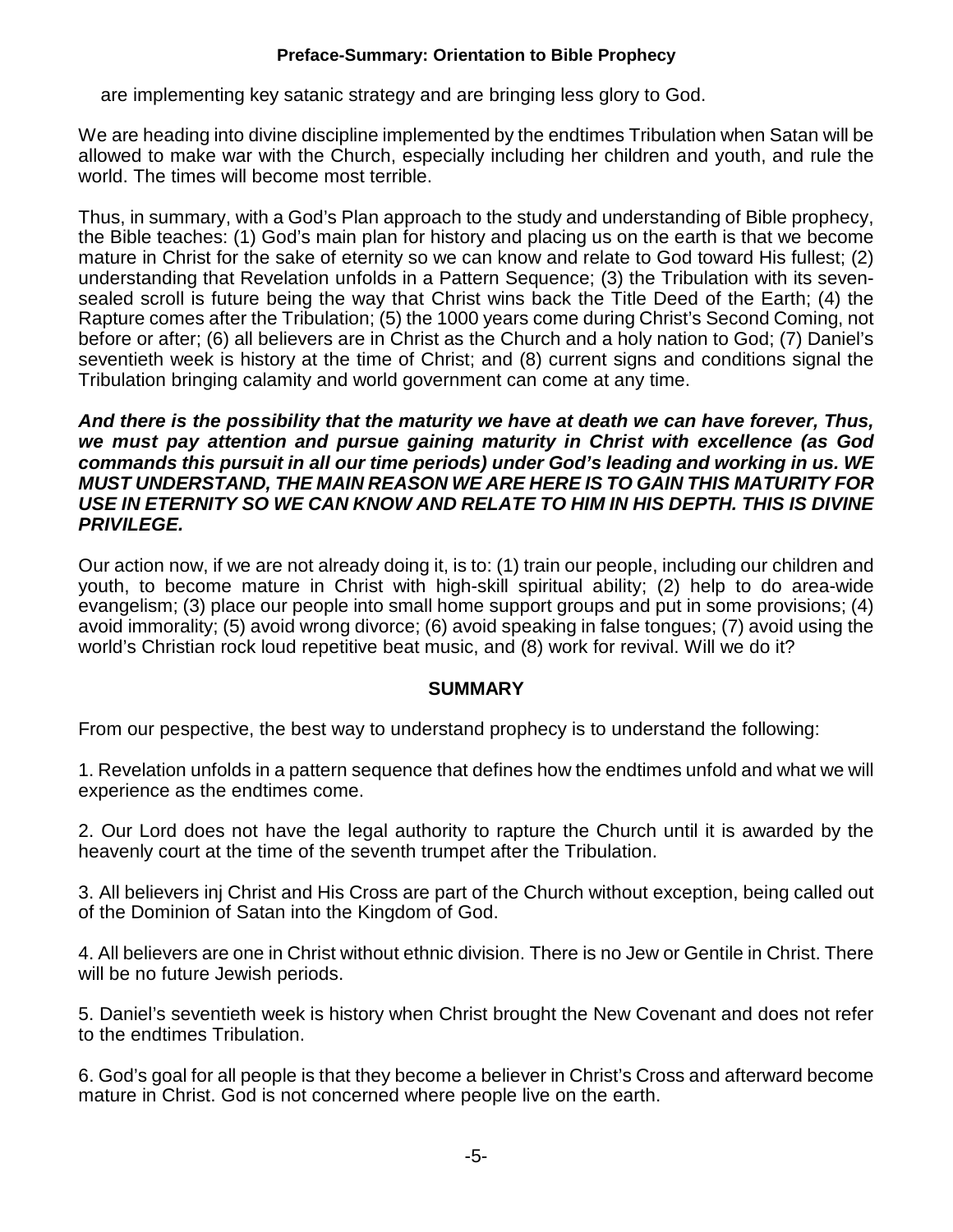are implementing key satanic strategy and are bringing less glory to God.

We are heading into divine discipline implemented by the endtimes Tribulation when Satan will be allowed to make war with the Church, especially including her children and youth, and rule the world. The times will become most terrible.

Thus, in summary, with a God's Plan approach to the study and understanding of Bible prophecy, the Bible teaches: (1) God's main plan for history and placing us on the earth is that we become mature in Christ for the sake of eternity so we can know and relate to God toward His fullest; (2) understanding that Revelation unfolds in a Pattern Sequence; (3) the Tribulation with its seven-sealed scroll is future being the way that Christ wins back the Title Deed of the Earth; (4) the Rapture comes after the Tribulation; (5) the 1000 years come during Christ's Second Coming, not before or after; (6) all believers are in Christ as the Church and a holy nation to God; (7) Daniel's seventieth week is history at the time of Christ; and (8) current signs and conditions signal the Tribulation bringing calamity and world government can come at any time.

***And there is the possibility that the maturity we have at death we can have forever, Thus, we must pay attention and pursue gaining maturity in Christ with excellence (as God commands this pursuit in all our time periods) under God's leading and working in us. WE MUST UNDERSTAND, THE MAIN REASON WE ARE HERE IS TO GAIN THIS MATURITY FOR USE IN ETERNITY SO WE CAN KNOW AND RELATE TO HIM IN HIS DEPTH. THIS IS DIVINE PRIVILEGE.***

Our action now, if we are not already doing it, is to: (1) train our people, including our children and youth, to become mature in Christ with high-skill spiritual ability; (2) help to do area-wide evangelism; (3) place our people into small home support groups and put in some provisions; (4) avoid immorality; (5) avoid wrong divorce; (6) avoid speaking in false tongues; (7) avoid using the world's Christian rock loud repetitive beat music, and (8) work for revival. Will we do it?

## SUMMARY

From our pespective, the best way to understand prophecy is to understand the following:

1. Revelation unfolds in a pattern sequence that defines how the endtimes unfold and what we will experience as the endtimes come.

2. Our Lord does not have the legal authority to rapture the Church until it is awarded by the heavenly court at the time of the seventh trumpet after the Tribulation.

3. All believers inj Christ and His Cross are part of the Church without exception, being called out of the Dominion of Satan into the Kingdom of God.

4. All believers are one in Christ without ethnic division. There is no Jew or Gentile in Christ. There will be no future Jewish periods.

5. Daniel's seventieth week is history when Christ brought the New Covenant and does not refer to the endtimes Tribulation.

6. God's goal for all people is that they become a believer in Christ's Cross and afterward become mature in Christ. God is not concerned where people live on the earth.